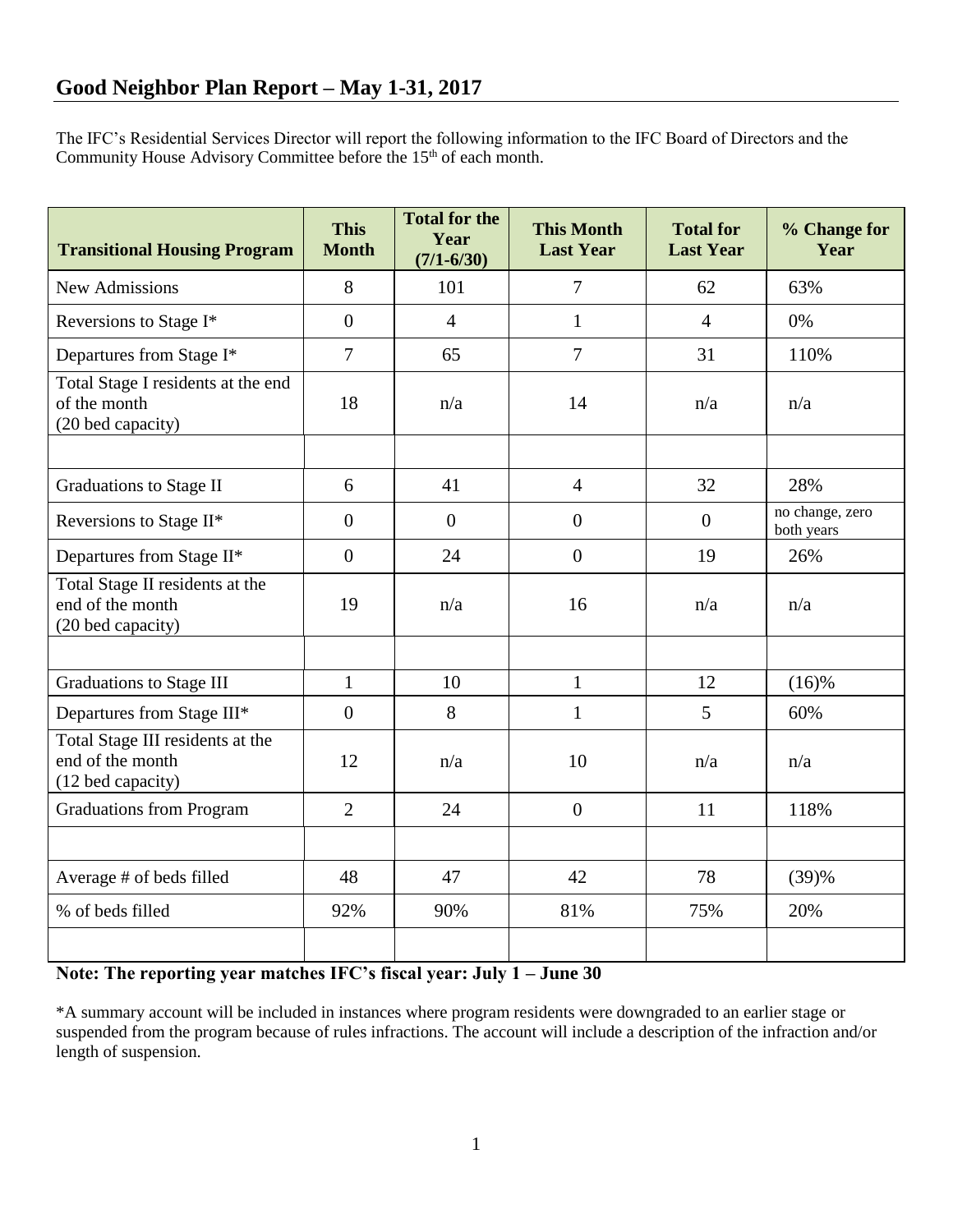## Good Neighbor Plan Report – May 1-31, 2017

The IFC's Residential Services Director will report the following information to the IFC Board of Directors and the Community House Advisory Committee before the 15th of each month.

| Transitional Housing Program | This Month | Total for the Year (7/1-6/30) | This Month Last Year | Total for Last Year | % Change for Year |
|---|---|---|---|---|---|
| New Admissions | 8 | 101 | 7 | 62 | 63% |
| Reversions to Stage I* | 0 | 4 | 1 | 4 | 0% |
| Departures from Stage I* | 7 | 65 | 7 | 31 | 110% |
| Total Stage I residents at the end of the month (20 bed capacity) | 18 | n/a | 14 | n/a | n/a |
| | | | | | |
| Graduations to Stage II | 6 | 41 | 4 | 32 | 28% |
| Reversions to Stage II* | 0 | 0 | 0 | 0 | no change, zero both years |
| Departures from Stage II* | 0 | 24 | 0 | 19 | 26% |
| Total Stage II residents at the end of the month (20 bed capacity) | 19 | n/a | 16 | n/a | n/a |
| | | | | | |
| Graduations to Stage III | 1 | 10 | 1 | 12 | (16)% |
| Departures from Stage III* | 0 | 8 | 1 | 5 | 60% |
| Total Stage III residents at the end of the month (12 bed capacity) | 12 | n/a | 10 | n/a | n/a |
| Graduations from Program | 2 | 24 | 0 | 11 | 118% |
| | | | | | |
| Average # of beds filled | 48 | 47 | 42 | 78 | (39)% |
| % of beds filled | 92% | 90% | 81% | 75% | 20% |
| | | | | | |

**Note: The reporting year matches IFC's fiscal year: July 1 – June 30**

*A summary account will be included in instances where program residents were downgraded to an earlier stage or suspended from the program because of rules infractions. The account will include a description of the infraction and/or length of suspension.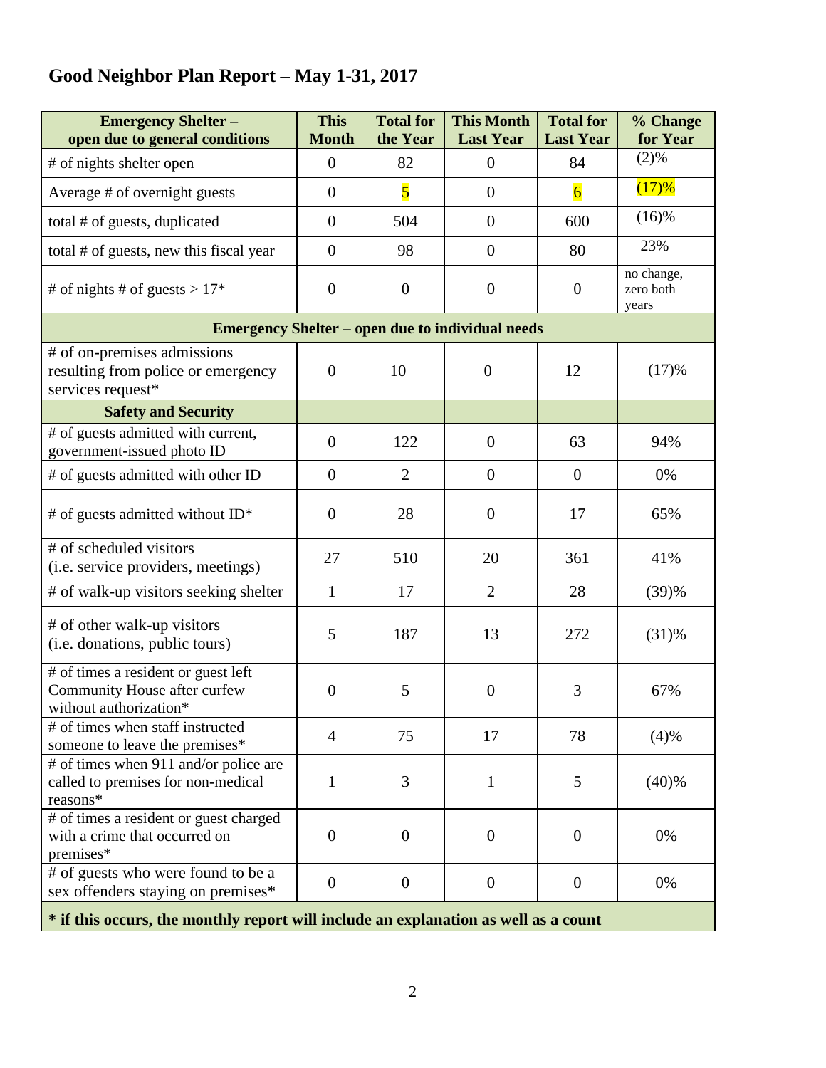## Good Neighbor Plan Report – May 1-31, 2017

| Emergency Shelter – open due to general conditions | This Month | Total for the Year | This Month Last Year | Total for Last Year | % Change for Year |
|---|---|---|---|---|---|
| # of nights shelter open | 0 | 82 | 0 | 84 | (2)% |
| Average # of overnight guests | 0 | 5 | 0 | 6 | (17)% |
| total # of guests, duplicated | 0 | 504 | 0 | 600 | (16)% |
| total # of guests, new this fiscal year | 0 | 98 | 0 | 80 | 23% |
| # of nights # of guests > 17* | 0 | 0 | 0 | 0 | no change, zero both years |
| **Emergency Shelter – open due to individual needs** | | | | | |
| # of on-premises admissions resulting from police or emergency services request* | 0 | 10 | 0 | 12 | (17)% |
| **Safety and Security** | | | | | |
| # of guests admitted with current, government-issued photo ID | 0 | 122 | 0 | 63 | 94% |
| # of guests admitted with other ID | 0 | 2 | 0 | 0 | 0% |
| # of guests admitted without ID* | 0 | 28 | 0 | 17 | 65% |
| # of scheduled visitors (i.e. service providers, meetings) | 27 | 510 | 20 | 361 | 41% |
| # of walk-up visitors seeking shelter | 1 | 17 | 2 | 28 | (39)% |
| # of other walk-up visitors (i.e. donations, public tours) | 5 | 187 | 13 | 272 | (31)% |
| # of times a resident or guest left Community House after curfew without authorization* | 0 | 5 | 0 | 3 | 67% |
| # of times when staff instructed someone to leave the premises* | 4 | 75 | 17 | 78 | (4)% |
| # of times when 911 and/or police are called to premises for non-medical reasons* | 1 | 3 | 1 | 5 | (40)% |
| # of times a resident or guest charged with a crime that occurred on premises* | 0 | 0 | 0 | 0 | 0% |
| # of guests who were found to be a sex offenders staying on premises* | 0 | 0 | 0 | 0 | 0% |

**\* if this occurs, the monthly report will include an explanation as well as a count**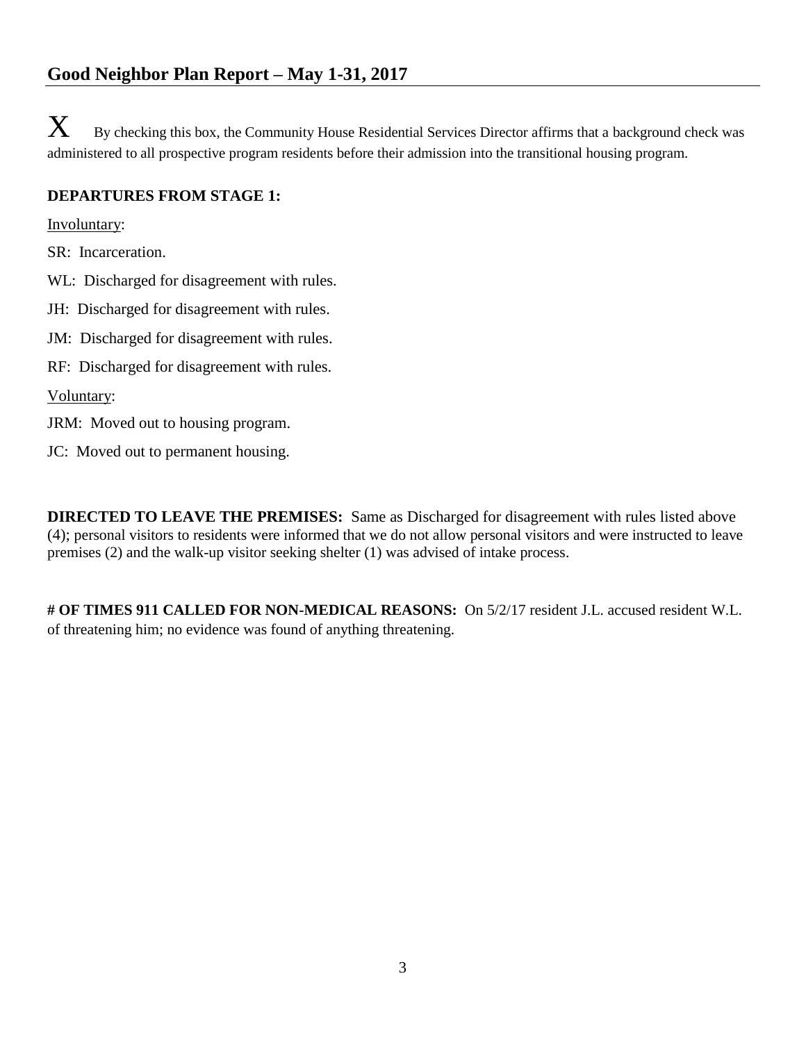## Good Neighbor Plan Report – May 1-31, 2017

X By checking this box, the Community House Residential Services Director affirms that a background check was administered to all prospective program residents before their admission into the transitional housing program.

**DEPARTURES FROM STAGE 1:**

Involuntary:

SR: Incarceration.

WL: Discharged for disagreement with rules.

JH: Discharged for disagreement with rules.

JM: Discharged for disagreement with rules.

RF: Discharged for disagreement with rules.

Voluntary:

JRM: Moved out to housing program.

JC: Moved out to permanent housing.

**DIRECTED TO LEAVE THE PREMISES:** Same as Discharged for disagreement with rules listed above (4); personal visitors to residents were informed that we do not allow personal visitors and were instructed to leave premises (2) and the walk-up visitor seeking shelter (1) was advised of intake process.

**# OF TIMES 911 CALLED FOR NON-MEDICAL REASONS:** On 5/2/17 resident J.L. accused resident W.L. of threatening him; no evidence was found of anything threatening.